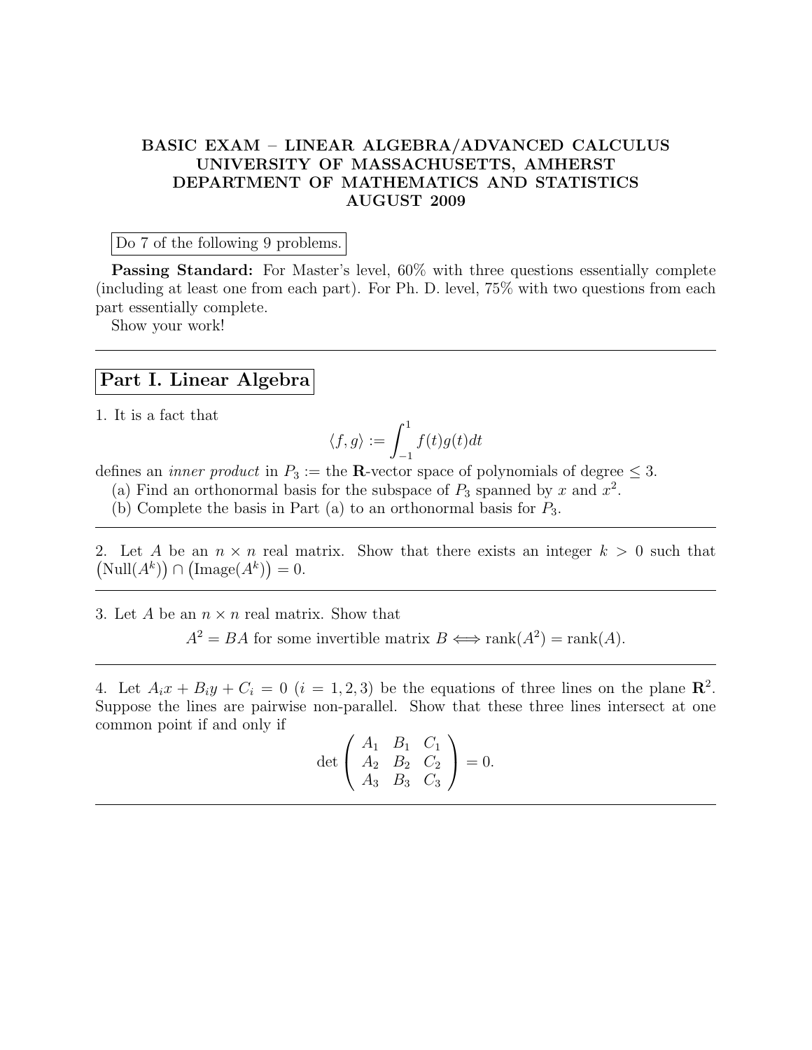**BASIC EXAM – LINEAR ALGEBRA/ADVANCED CALCULUS**
**UNIVERSITY OF MASSACHUSETTS, AMHERST**
**DEPARTMENT OF MATHEMATICS AND STATISTICS**
**AUGUST 2009**

Do 7 of the following 9 problems.

**Passing Standard:** For Master's level, 60% with three questions essentially complete (including at least one from each part). For Ph. D. level, 75% with two questions from each part essentially complete.

Show your work!

---

## Part I. Linear Algebra

1. It is a fact that

$$\langle f, g \rangle := \int_{-1}^{1} f(t)g(t)dt$$

defines an *inner product* in $P_3 :=$ the $\mathbf{R}$-vector space of polynomials of degree $\leq 3$.

(a) Find an orthonormal basis for the subspace of $P_3$ spanned by $x$ and $x^2$.

(b) Complete the basis in Part (a) to an orthonormal basis for $P_3$.

---

2. Let $A$ be an $n \times n$ real matrix. Show that there exists an integer $k > 0$ such that $\left(\mathrm{Null}(A^k)\right) \cap \left(\mathrm{Image}(A^k)\right) = 0$.

---

3. Let $A$ be an $n \times n$ real matrix. Show that

$$A^2 = BA \text{ for some invertible matrix } B \Longleftrightarrow \mathrm{rank}(A^2) = \mathrm{rank}(A).$$

---

4. Let $A_i x + B_i y + C_i = 0$ $(i = 1, 2, 3)$ be the equations of three lines on the plane $\mathbf{R}^2$. Suppose the lines are pairwise non-parallel. Show that these three lines intersect at one common point if and only if

$$\det \begin{pmatrix} A_1 & B_1 & C_1 \\ A_2 & B_2 & C_2 \\ A_3 & B_3 & C_3 \end{pmatrix} = 0.$$

---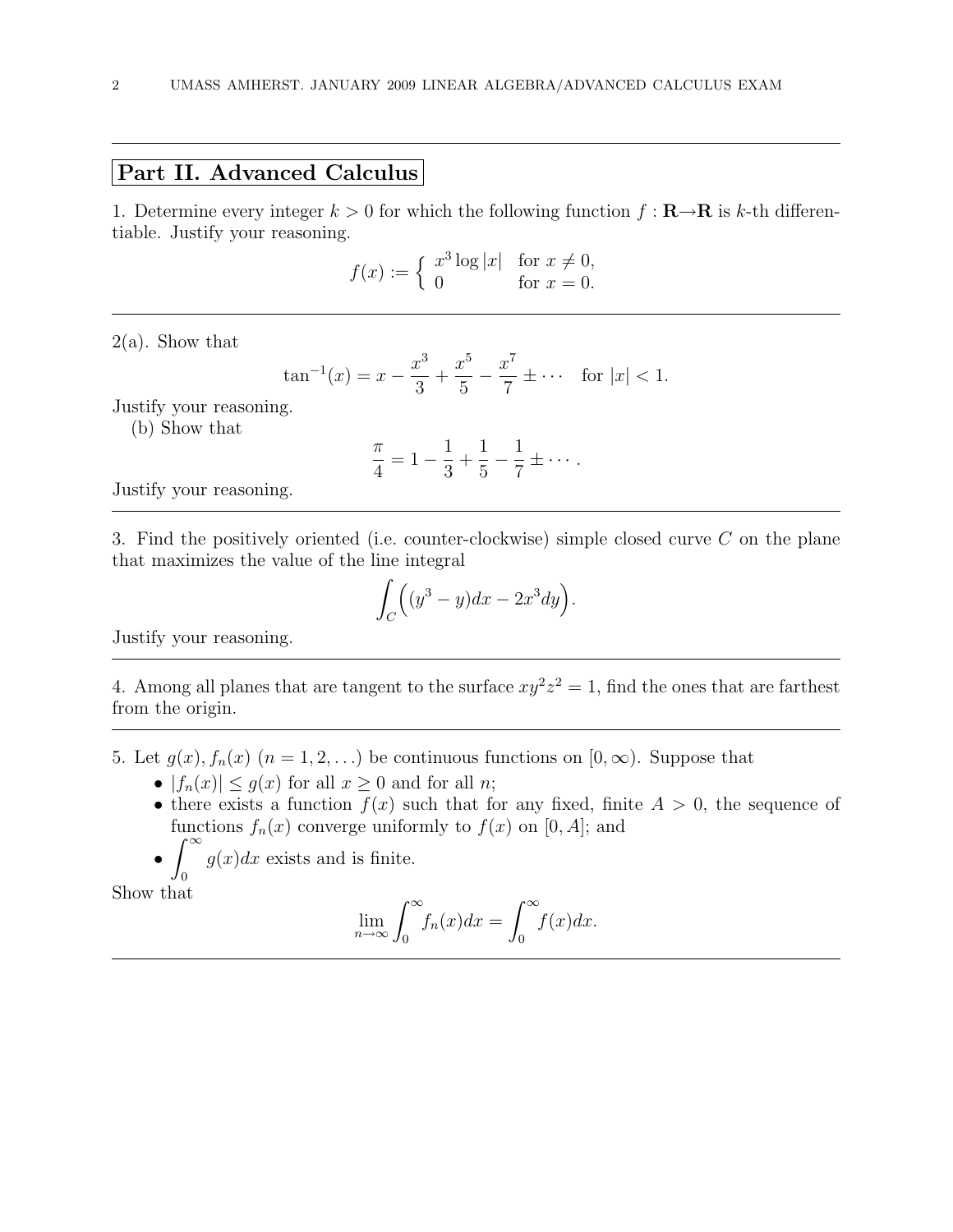## Part II. Advanced Calculus

1. Determine every integer $k > 0$ for which the following function $f : \mathbf{R} \to \mathbf{R}$ is $k$-th differentiable. Justify your reasoning.

$$f(x) := \begin{cases} x^3 \log |x| & \text{for } x \neq 0, \\ 0 & \text{for } x = 0. \end{cases}$$

2(a). Show that

$$\tan^{-1}(x) = x - \frac{x^3}{3} + \frac{x^5}{5} - \frac{x^7}{7} \pm \cdots \quad \text{for } |x| < 1.$$

Justify your reasoning.

(b) Show that

$$\frac{\pi}{4} = 1 - \frac{1}{3} + \frac{1}{5} - \frac{1}{7} \pm \cdots.$$

Justify your reasoning.

3. Find the positively oriented (i.e. counter-clockwise) simple closed curve $C$ on the plane that maximizes the value of the line integral

$$\int_C \Big( (y^3 - y)dx - 2x^3 dy \Big).$$

Justify your reasoning.

4. Among all planes that are tangent to the surface $xy^2z^2 = 1$, find the ones that are farthest from the origin.

5. Let $g(x), f_n(x)$ $(n = 1, 2, \ldots)$ be continuous functions on $[0, \infty)$. Suppose that

- $|f_n(x)| \leq g(x)$ for all $x \geq 0$ and for all $n$;
- there exists a function $f(x)$ such that for any fixed, finite $A > 0$, the sequence of functions $f_n(x)$ converge uniformly to $f(x)$ on $[0, A]$; and
- $\displaystyle\int_0^\infty g(x)dx$ exists and is finite.

Show that

$$\lim_{n \to \infty} \int_0^\infty f_n(x)dx = \int_0^\infty f(x)dx.$$